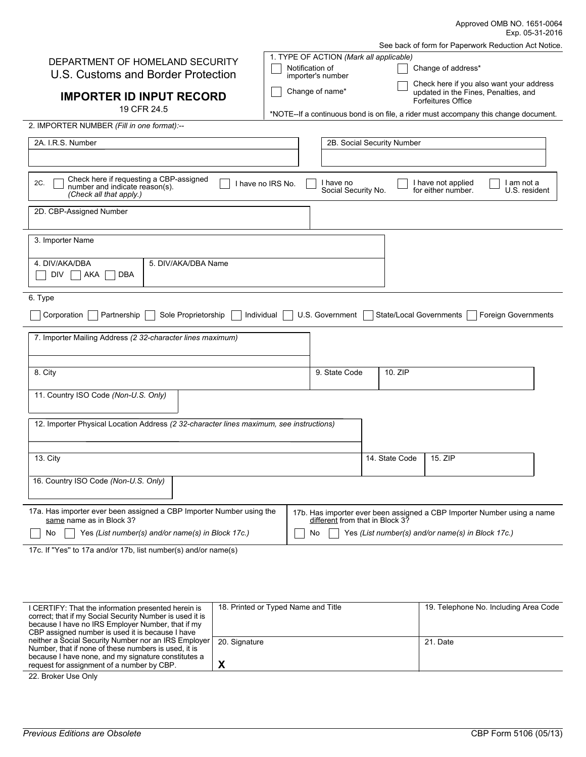Approved OMB NO. 1651-0064
Exp. 05-31-2016

See back of form for Paperwork Reduction Act Notice.

DEPARTMENT OF HOMELAND SECURITY
U.S. Customs and Border Protection

# IMPORTER ID INPUT RECORD

19 CFR 24.5

1. TYPE OF ACTION *(Mark all applicable)*

- ☐ Notification of importer's number
- ☐ Change of name*
- ☐ Change of address*
- ☐ Check here if you also want your address updated in the Fines, Penalties, and Forfeitures Office

*NOTE--If a continuous bond is on file, a rider must accompany this change document.

2. IMPORTER NUMBER *(Fill in one format)*:--

| 2A. I.R.S. Number | 2B. Social Security Number |
|---|---|
| | |

2C. ☐ Check here if requesting a CBP-assigned number and indicate reason(s). *(Check all that apply.)* ☐ I have no IRS No. ☐ I have no Social Security No. ☐ I have not applied for either number. ☐ I am not a U.S. resident

2D. CBP-Assigned Number

3. Importer Name

4. DIV/AKA/DBA ☐ DIV ☐ AKA ☐ DBA

5. DIV/AKA/DBA Name

6. Type

☐ Corporation ☐ Partnership ☐ Sole Proprietorship ☐ Individual ☐ U.S. Government ☐ State/Local Governments ☐ Foreign Governments

7. Importer Mailing Address *(2 32-character lines maximum)*

| 8. City | 9. State Code | 10. ZIP |
|---|---|---|
| | | |

11. Country ISO Code *(Non-U.S. Only)*

12. Importer Physical Location Address *(2 32-character lines maximum, see instructions)*

| 13. City | 14. State Code | 15. ZIP |
|---|---|---|
| | | |

16. Country ISO Code *(Non-U.S. Only)*

17a. Has importer ever been assigned a CBP Importer Number using the same name as in Block 3?

☐ No ☐ Yes *(List number(s) and/or name(s) in Block 17c.)*

17b. Has importer ever been assigned a CBP Importer Number using a name different from that in Block 3?

☐ No ☐ Yes *(List number(s) and/or name(s) in Block 17c.)*

17c. If "Yes" to 17a and/or 17b, list number(s) and/or name(s)

I CERTIFY: That the information presented herein is correct; that if my Social Security Number is used it is because I have no IRS Employer Number, that if my CBP assigned number is used it is because I have neither a Social Security Number nor an IRS Employer Number, that if none of these numbers is used, it is because I have none, and my signature constitutes a request for assignment of a number by CBP.

| 18. Printed or Typed Name and Title | 19. Telephone No. Including Area Code |
|---|---|
| 20. Signature **X** | 21. Date |

22. Broker Use Only

*Previous Editions are Obsolete*

CBP Form 5106 (05/13)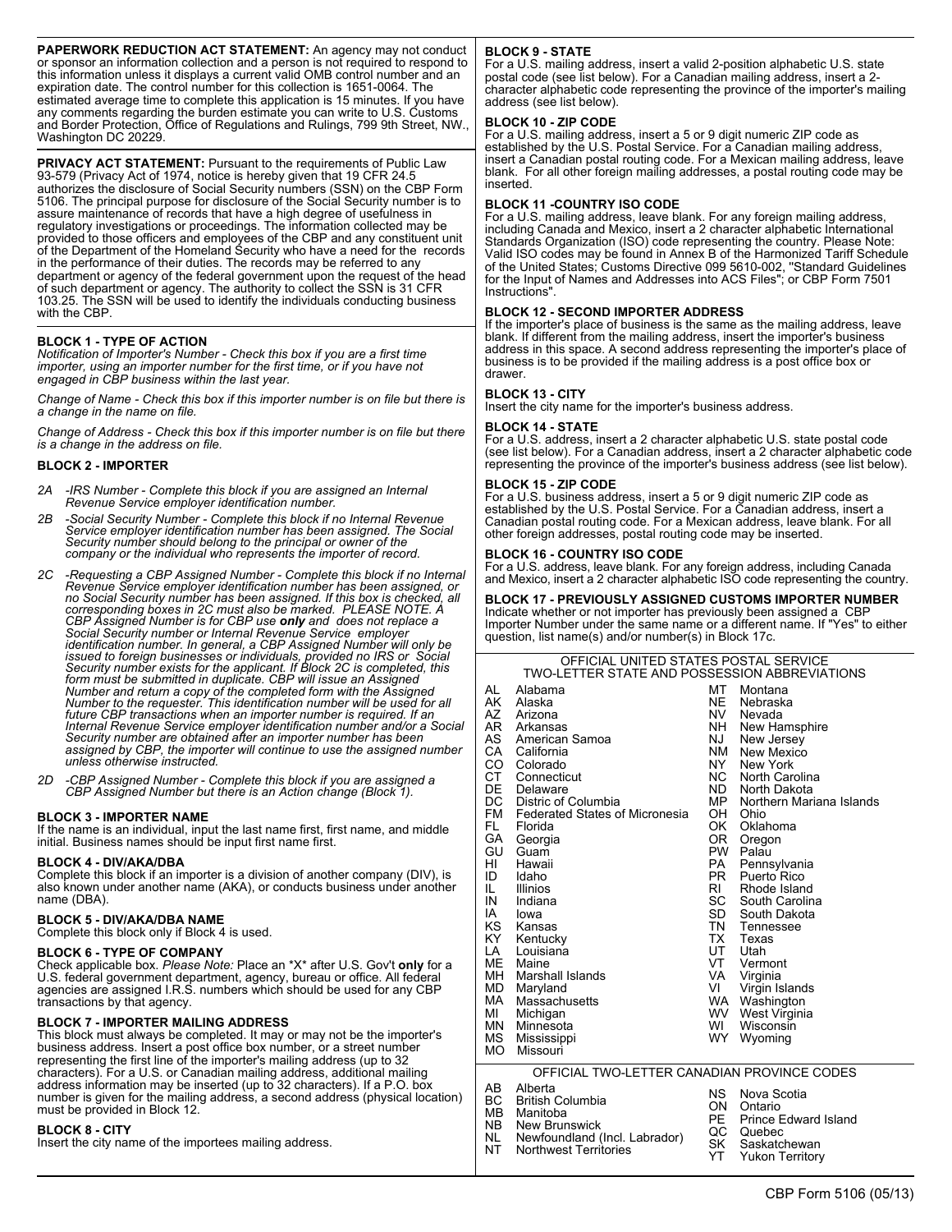**PAPERWORK REDUCTION ACT STATEMENT:** An agency may not conduct or sponsor an information collection and a person is not required to respond to this information unless it displays a current valid OMB control number and an expiration date. The control number for this collection is 1651-0064. The estimated average time to complete this application is 15 minutes. If you have any comments regarding the burden estimate you can write to U.S. Customs and Border Protection, Office of Regulations and Rulings, 799 9th Street, NW., Washington DC 20229.

**PRIVACY ACT STATEMENT:** Pursuant to the requirements of Public Law 93-579 (Privacy Act of 1974, notice is hereby given that 19 CFR 24.5 authorizes the disclosure of Social Security numbers (SSN) on the CBP Form 5106. The principal purpose for disclosure of the Social Security number is to assure maintenance of records that have a high degree of usefulness in regulatory investigations or proceedings. The information collected may be provided to those officers and employees of the CBP and any constituent unit of the Department of the Homeland Security who have a need for the records in the performance of their duties. The records may be referred to any department or agency of the federal government upon the request of the head of such department or agency. The authority to collect the SSN is 31 CFR 103.25. The SSN will be used to identify the individuals conducting business with the CBP.

**BLOCK 1 - TYPE OF ACTION**

*Notification of Importer's Number - Check this box if you are a first time importer, using an importer number for the first time, or if you have not engaged in CBP business within the last year.*

*Change of Name - Check this box if this importer number is on file but there is a change in the name on file.*

*Change of Address - Check this box if this importer number is on file but there is a change in the address on file.*

**BLOCK 2 - IMPORTER**

*2A -IRS Number - Complete this block if you are assigned an Internal Revenue Service employer identification number.*

*2B -Social Security Number - Complete this block if no Internal Revenue Service employer identification number has been assigned. The Social Security number should belong to the principal or owner of the company or the individual who represents the importer of record.*

*2C -Requesting a CBP Assigned Number - Complete this block if no Internal Revenue Service employer identification number has been assigned, or no Social Security number has been assigned. If this box is checked, all corresponding boxes in 2C must also be marked. PLEASE NOTE. A CBP Assigned Number is for CBP use **only** and does not replace a Social Security number or Internal Revenue Service employer identification number. In general, a CBP Assigned Number will only be issued to foreign businesses or individuals, provided no IRS or Social Security number exists for the applicant. If Block 2C is completed, this form must be submitted in duplicate. CBP will issue an Assigned Number and return a copy of the completed form with the Assigned Number to the requester. This identification number will be used for all future CBP transactions when an importer number is required. If an Internal Revenue Service employer identification number and/or a Social Security number are obtained after an importer number has been assigned by CBP, the importer will continue to use the assigned number unless otherwise instructed.*

*2D -CBP Assigned Number - Complete this block if you are assigned a CBP Assigned Number but there is an Action change (Block 1).*

**BLOCK 3 - IMPORTER NAME**

If the name is an individual, input the last name first, first name, and middle initial. Business names should be input first name first.

**BLOCK 4 - DIV/AKA/DBA**

Complete this block if an importer is a division of another company (DIV), is also known under another name (AKA), or conducts business under another name (DBA).

**BLOCK 5 - DIV/AKA/DBA NAME**

Complete this block only if Block 4 is used.

**BLOCK 6 - TYPE OF COMPANY**

Check applicable box. *Please Note:* Place an *X* after U.S. Gov't **only** for a U.S. federal government department, agency, bureau or office. All federal agencies are assigned I.R.S. numbers which should be used for any CBP transactions by that agency.

**BLOCK 7 - IMPORTER MAILING ADDRESS**

This block must always be completed. It may or may not be the importer's business address. Insert a post office box number, or a street number representing the first line of the importer's mailing address (up to 32 characters). For a U.S. or Canadian mailing address, additional mailing address information may be inserted (up to 32 characters). If a P.O. box number is given for the mailing address, a second address (physical location) must be provided in Block 12.

**BLOCK 8 - CITY**

Insert the city name of the importees mailing address.

**BLOCK 9 - STATE**

For a U.S. mailing address, insert a valid 2-position alphabetic U.S. state postal code (see list below). For a Canadian mailing address, insert a 2-character alphabetic code representing the province of the importer's mailing address (see list below).

**BLOCK 10 - ZIP CODE**

For a U.S. mailing address, insert a 5 or 9 digit numeric ZIP code as established by the U.S. Postal Service. For a Canadian mailing address, insert a Canadian postal routing code. For a Mexican mailing address, leave blank. For all other foreign mailing addresses, a postal routing code may be inserted.

**BLOCK 11 -COUNTRY ISO CODE**

For a U.S. mailing address, leave blank. For any foreign mailing address, including Canada and Mexico, insert a 2 character alphabetic International Standards Organization (ISO) code representing the country. Please Note: Valid ISO codes may be found in Annex B of the Harmonized Tariff Schedule of the United States; Customs Directive 099 5610-002, "Standard Guidelines for the Input of Names and Addresses into ACS Files"; or CBP Form 7501 Instructions".

**BLOCK 12 - SECOND IMPORTER ADDRESS**

If the importer's place of business is the same as the mailing address, leave blank. If different from the mailing address, insert the importer's business address in this space. A second address representing the importer's place of business is to be provided if the mailing address is a post office box or drawer.

**BLOCK 13 - CITY**

Insert the city name for the importer's business address.

**BLOCK 14 - STATE**

For a U.S. address, insert a 2 character alphabetic U.S. state postal code (see list below). For a Canadian address, insert a 2 character alphabetic code representing the province of the importer's business address (see list below).

**BLOCK 15 - ZIP CODE**

For a U.S. business address, insert a 5 or 9 digit numeric ZIP code as established by the U.S. Postal Service. For a Canadian address, insert a Canadian postal routing code. For a Mexican address, leave blank. For all other foreign addresses, postal routing code may be inserted.

**BLOCK 16 - COUNTRY ISO CODE**

For a U.S. address, leave blank. For any foreign address, including Canada and Mexico, insert a 2 character alphabetic ISO code representing the country.

**BLOCK 17 - PREVIOUSLY ASSIGNED CUSTOMS IMPORTER NUMBER**

Indicate whether or not importer has previously been assigned a CBP Importer Number under the same name or a different name. If "Yes" to either question, list name(s) and/or number(s) in Block 17c.

OFFICIAL UNITED STATES POSTAL SERVICE
TWO-LETTER STATE AND POSSESSION ABBREVIATIONS

| | | | |
|---|---|---|---|
| AL | Alabama | MT | Montana |
| AK | Alaska | NE | Nebraska |
| AZ | Arizona | NV | Nevada |
| AR | Arkansas | NH | New Hampshire |
| AS | American Samoa | NJ | New Jersey |
| CA | California | NM | New Mexico |
| CO | Colorado | NY | New York |
| CT | Connecticut | NC | North Carolina |
| DE | Delaware | ND | North Dakota |
| DC | Distric of Columbia | MP | Northern Mariana Islands |
| FM | Federated States of Micronesia | OH | Ohio |
| FL | Florida | OK | Oklahoma |
| GA | Georgia | OR | Oregon |
| GU | Guam | PW | Palau |
| HI | Hawaii | PA | Pennsylvania |
| ID | Idaho | PR | Puerto Rico |
| IL | Illinios | RI | Rhode Island |
| IN | Indiana | SC | South Carolina |
| IA | Iowa | SD | South Dakota |
| KS | Kansas | TN | Tennessee |
| KY | Kentucky | TX | Texas |
| LA | Louisiana | UT | Utah |
| ME | Maine | VT | Vermont |
| MH | Marshall Islands | VA | Virginia |
| MD | Maryland | VI | Virgin Islands |
| MA | Massachusetts | WA | Washington |
| MI | Michigan | WV | West Virginia |
| MN | Minnesota | WI | Wisconsin |
| MS | Mississippi | WY | Wyoming |
| MO | Missouri | | |

OFFICIAL TWO-LETTER CANADIAN PROVINCE CODES

| | | | |
|---|---|---|---|
| AB | Alberta | NS | Nova Scotia |
| BC | British Columbia | ON | Ontario |
| MB | Manitoba | PE | Prince Edward Island |
| NB | New Brunswick | QC | Quebec |
| NL | Newfoundland (Incl. Labrador) | SK | Saskatchewan |
| NT | Northwest Territories | YT | Yukon Territory |

CBP Form 5106 (05/13)